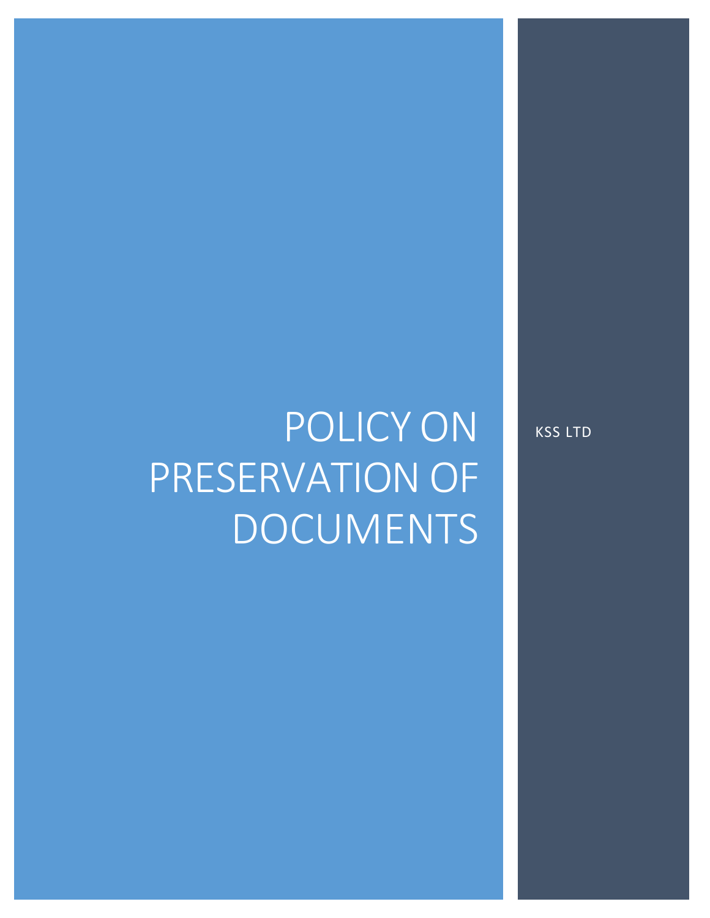# POLICY ON PRESERVATION OF DOCUMENTS

KSS LTD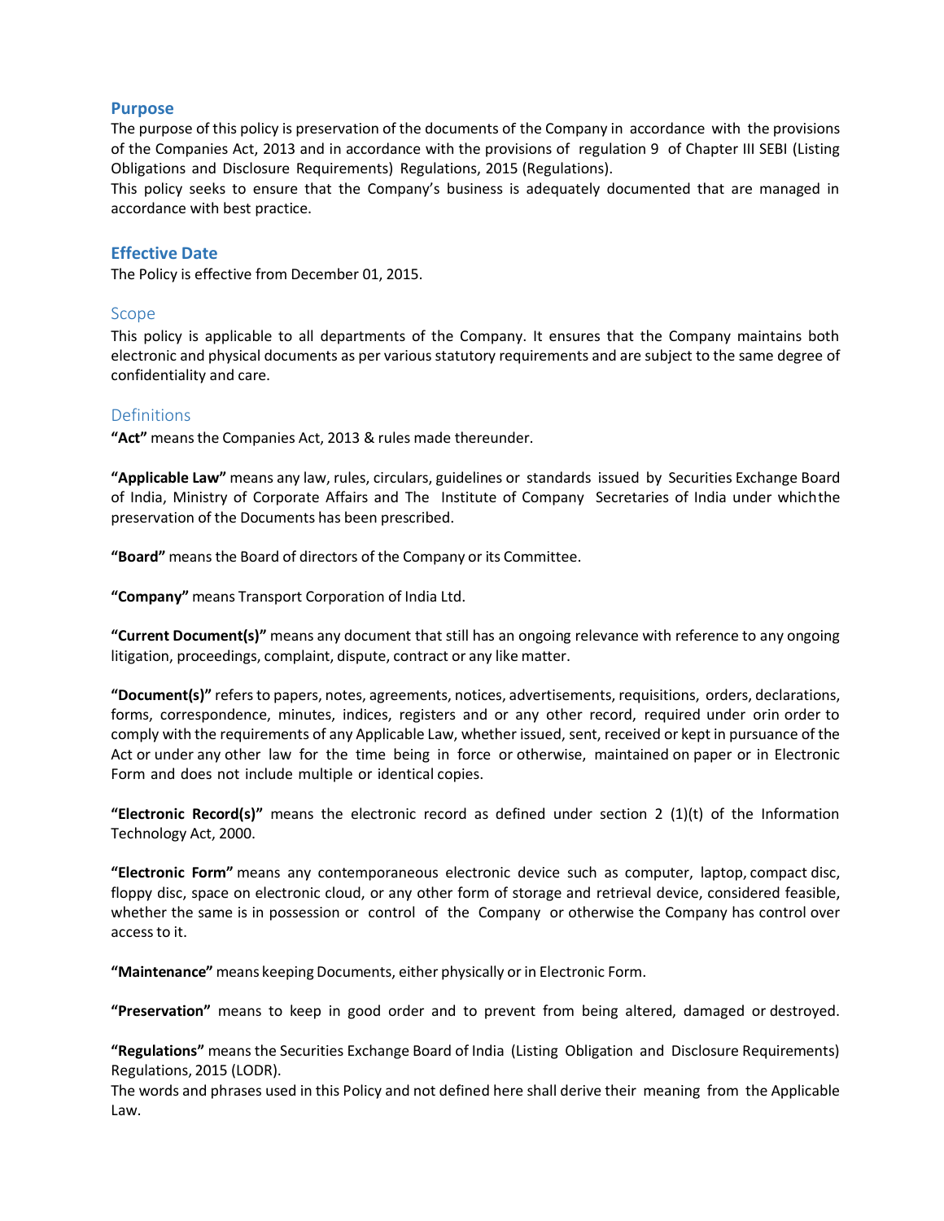## Purpose

The purpose of this policy is preservation of the documents of the Company in accordance with the provisions of the Companies Act, 2013 and in accordance with the provisions of regulation 9 of Chapter III SEBI (Listing Obligations and Disclosure Requirements) Regulations, 2015 (Regulations).

This policy seeks to ensure that the Company's business is adequately documented that are managed in accordance with best practice.

## Effective Date

The Policy is effective from December 01, 2015.

## Scope

This policy is applicable to all departments of the Company. It ensures that the Company maintains both electronic and physical documents as per various statutory requirements and are subject to the same degree of confidentiality and care.

## Definitions

**"Act"** means the Companies Act, 2013 & rules made thereunder.

**"Applicable Law"** means any law, rules, circulars, guidelines or standards issued by Securities Exchange Board of India, Ministry of Corporate Affairs and The Institute of Company Secretaries of India under whichthe preservation of the Documents has been prescribed.

**"Board"** means the Board of directors of the Company or its Committee.

**"Company"** means Transport Corporation of India Ltd.

**"Current Document(s)"** means any document that still has an ongoing relevance with reference to any ongoing litigation, proceedings, complaint, dispute, contract or any like matter.

**"Document(s)"** refers to papers, notes, agreements, notices, advertisements, requisitions, orders, declarations, forms, correspondence, minutes, indices, registers and or any other record, required under orin order to comply with the requirements of any Applicable Law, whether issued, sent, received or kept in pursuance of the Act or under any other law for the time being in force or otherwise, maintained on paper or in Electronic Form and does not include multiple or identical copies.

**"Electronic Record(s)"** means the electronic record as defined under section 2 (1)(t) of the Information Technology Act, 2000.

**"Electronic Form"** means any contemporaneous electronic device such as computer, laptop, compact disc, floppy disc, space on electronic cloud, or any other form of storage and retrieval device, considered feasible, whether the same is in possession or control of the Company or otherwise the Company has control over access to it.

**"Maintenance"** means keeping Documents, either physically or in Electronic Form.

**"Preservation"** means to keep in good order and to prevent from being altered, damaged or destroyed.

**"Regulations"** means the Securities Exchange Board of India (Listing Obligation and Disclosure Requirements) Regulations, 2015 (LODR).

The words and phrases used in this Policy and not defined here shall derive their meaning from the Applicable Law.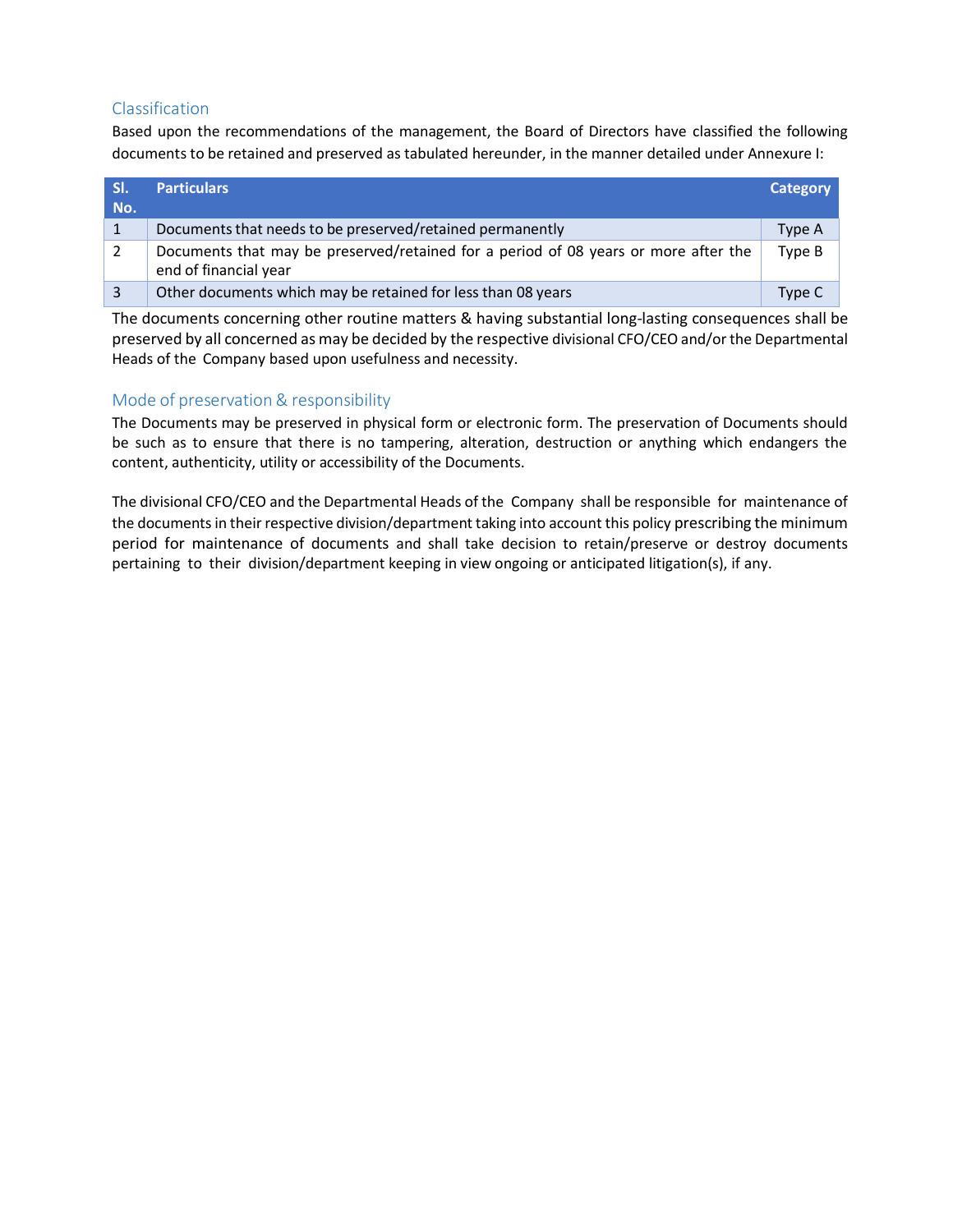## Classification

Based upon the recommendations of the management, the Board of Directors have classified the following documents to be retained and preserved as tabulated hereunder, in the manner detailed under Annexure I:

| Sl. No. | Particulars | Category |
|---|---|---|
| 1 | Documents that needs to be preserved/retained permanently | Type A |
| 2 | Documents that may be preserved/retained for a period of 08 years or more after the end of financial year | Type B |
| 3 | Other documents which may be retained for less than 08 years | Type C |

The documents concerning other routine matters & having substantial long-lasting consequences shall be preserved by all concerned as may be decided by the respective divisional CFO/CEO and/or the Departmental Heads of the Company based upon usefulness and necessity.

## Mode of preservation & responsibility

The Documents may be preserved in physical form or electronic form. The preservation of Documents should be such as to ensure that there is no tampering, alteration, destruction or anything which endangers the content, authenticity, utility or accessibility of the Documents.

The divisional CFO/CEO and the Departmental Heads of the Company shall be responsible for maintenance of the documents in their respective division/department taking into account this policy prescribing the minimum period for maintenance of documents and shall take decision to retain/preserve or destroy documents pertaining to their division/department keeping in view ongoing or anticipated litigation(s), if any.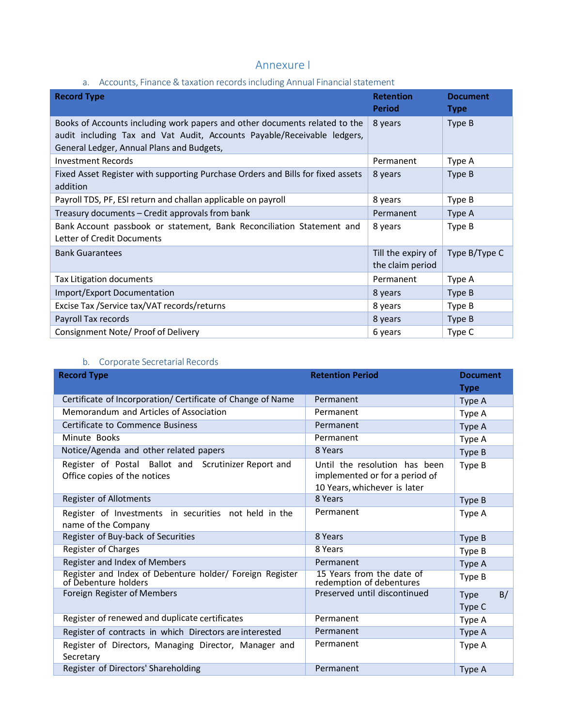# Annexure I

## a. Accounts, Finance & taxation records including Annual Financial statement

| Record Type | Retention Period | Document Type |
|---|---|---|
| Books of Accounts including work papers and other documents related to the audit including Tax and Vat Audit, Accounts Payable/Receivable ledgers, General Ledger, Annual Plans and Budgets, | 8 years | Type B |
| Investment Records | Permanent | Type A |
| Fixed Asset Register with supporting Purchase Orders and Bills for fixed assets addition | 8 years | Type B |
| Payroll TDS, PF, ESI return and challan applicable on payroll | 8 years | Type B |
| Treasury documents – Credit approvals from bank | Permanent | Type A |
| Bank Account passbook or statement, Bank Reconciliation Statement and Letter of Credit Documents | 8 years | Type B |
| Bank Guarantees | Till the expiry of the claim period | Type B/Type C |
| Tax Litigation documents | Permanent | Type A |
| Import/Export Documentation | 8 years | Type B |
| Excise Tax /Service tax/VAT records/returns | 8 years | Type B |
| Payroll Tax records | 8 years | Type B |
| Consignment Note/ Proof of Delivery | 6 years | Type C |

## b. Corporate Secretarial Records

| Record Type | Retention Period | Document Type |
|---|---|---|
| Certificate of Incorporation/ Certificate of Change of Name | Permanent | Type A |
| Memorandum and Articles of Association | Permanent | Type A |
| Certificate to Commence Business | Permanent | Type A |
| Minute Books | Permanent | Type A |
| Notice/Agenda and other related papers | 8 Years | Type B |
| Register of Postal Ballot and Scrutinizer Report and Office copies of the notices | Until the resolution has been implemented or for a period of 10 Years, whichever is later | Type B |
| Register of Allotments | 8 Years | Type B |
| Register of Investments in securities not held in the name of the Company | Permanent | Type A |
| Register of Buy-back of Securities | 8 Years | Type B |
| Register of Charges | 8 Years | Type B |
| Register and Index of Members | Permanent | Type A |
| Register and Index of Debenture holder/ Foreign Register of Debenture holders | 15 Years from the date of redemption of debentures | Type B |
| Foreign Register of Members | Preserved until discontinued | Type B/ Type C |
| Register of renewed and duplicate certificates | Permanent | Type A |
| Register of contracts in which Directors are interested | Permanent | Type A |
| Register of Directors, Managing Director, Manager and Secretary | Permanent | Type A |
| Register of Directors' Shareholding | Permanent | Type A |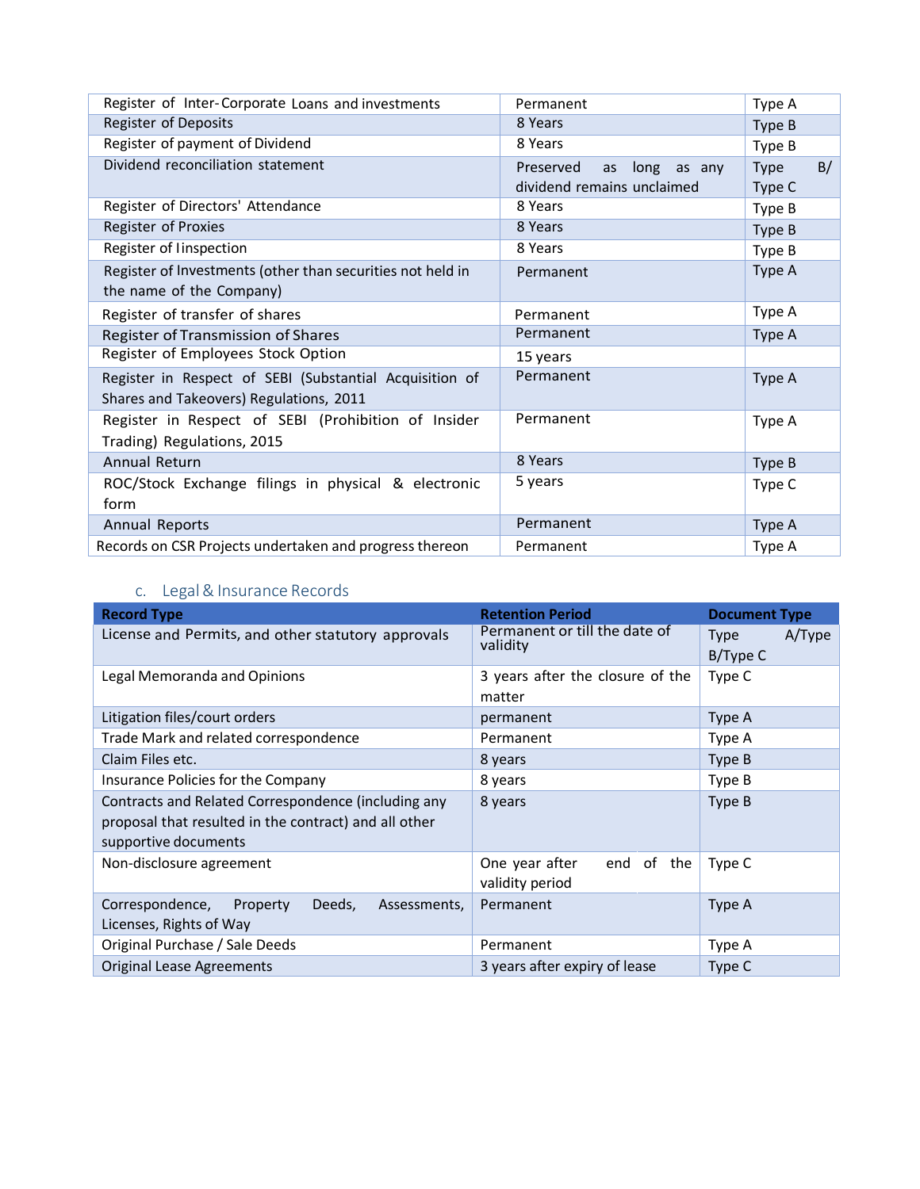| | | |
|---|---|---|
| Register of Inter-Corporate Loans and investments | Permanent | Type A |
| Register of Deposits | 8 Years | Type B |
| Register of payment of Dividend | 8 Years | Type B |
| Dividend reconciliation statement | Preserved as long as any dividend remains unclaimed | Type B/ Type C |
| Register of Directors' Attendance | 8 Years | Type B |
| Register of Proxies | 8 Years | Type B |
| Register of Iinspection | 8 Years | Type B |
| Register of Investments (other than securities not held in the name of the Company) | Permanent | Type A |
| Register of transfer of shares | Permanent | Type A |
| Register of Transmission of Shares | Permanent | Type A |
| Register of Employees Stock Option | 15 years | |
| Register in Respect of SEBI (Substantial Acquisition of Shares and Takeovers) Regulations, 2011 | Permanent | Type A |
| Register in Respect of SEBI (Prohibition of Insider Trading) Regulations, 2015 | Permanent | Type A |
| Annual Return | 8 Years | Type B |
| ROC/Stock Exchange filings in physical & electronic form | 5 years | Type C |
| Annual Reports | Permanent | Type A |
| Records on CSR Projects undertaken and progress thereon | Permanent | Type A |

### c. Legal & Insurance Records

| Record Type | Retention Period | Document Type |
|---|---|---|
| License and Permits, and other statutory approvals | Permanent or till the date of validity | Type A/Type B/Type C |
| Legal Memoranda and Opinions | 3 years after the closure of the matter | Type C |
| Litigation files/court orders | permanent | Type A |
| Trade Mark and related correspondence | Permanent | Type A |
| Claim Files etc. | 8 years | Type B |
| Insurance Policies for the Company | 8 years | Type B |
| Contracts and Related Correspondence (including any proposal that resulted in the contract) and all other supportive documents | 8 years | Type B |
| Non-disclosure agreement | One year after end of the validity period | Type C |
| Correspondence, Property Deeds, Assessments, Licenses, Rights of Way | Permanent | Type A |
| Original Purchase / Sale Deeds | Permanent | Type A |
| Original Lease Agreements | 3 years after expiry of lease | Type C |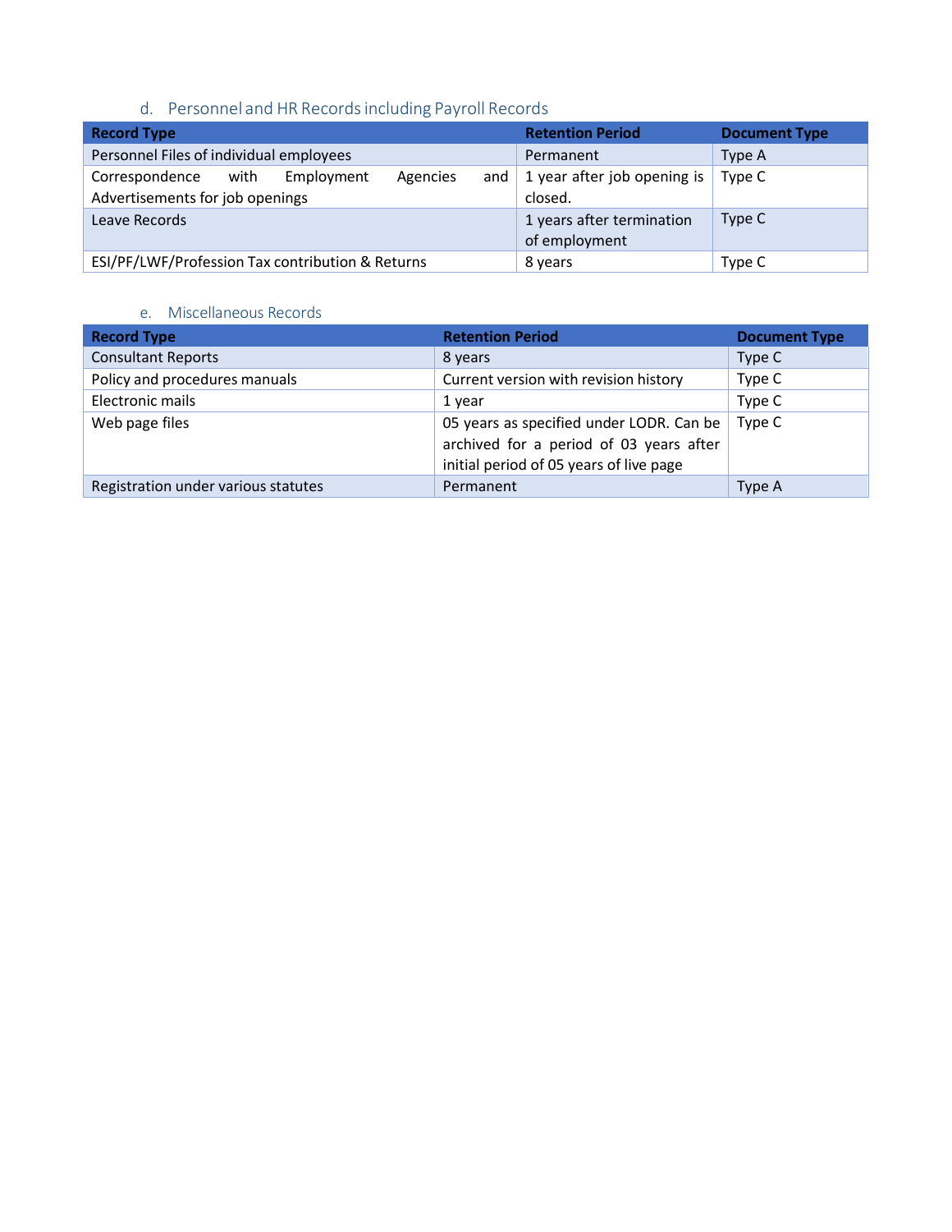### d. Personnel and HR Records including Payroll Records

| Record Type | Retention Period | Document Type |
|---|---|---|
| Personnel Files of individual employees | Permanent | Type A |
| Correspondence with Employment Agencies and Advertisements for job openings | 1 year after job opening is closed. | Type C |
| Leave Records | 1 years after termination of employment | Type C |
| ESI/PF/LWF/Profession Tax contribution & Returns | 8 years | Type C |

### e. Miscellaneous Records

| Record Type | Retention Period | Document Type |
|---|---|---|
| Consultant Reports | 8 years | Type C |
| Policy and procedures manuals | Current version with revision history | Type C |
| Electronic mails | 1 year | Type C |
| Web page files | 05 years as specified under LODR. Can be archived for a period of 03 years after initial period of 05 years of live page | Type C |
| Registration under various statutes | Permanent | Type A |